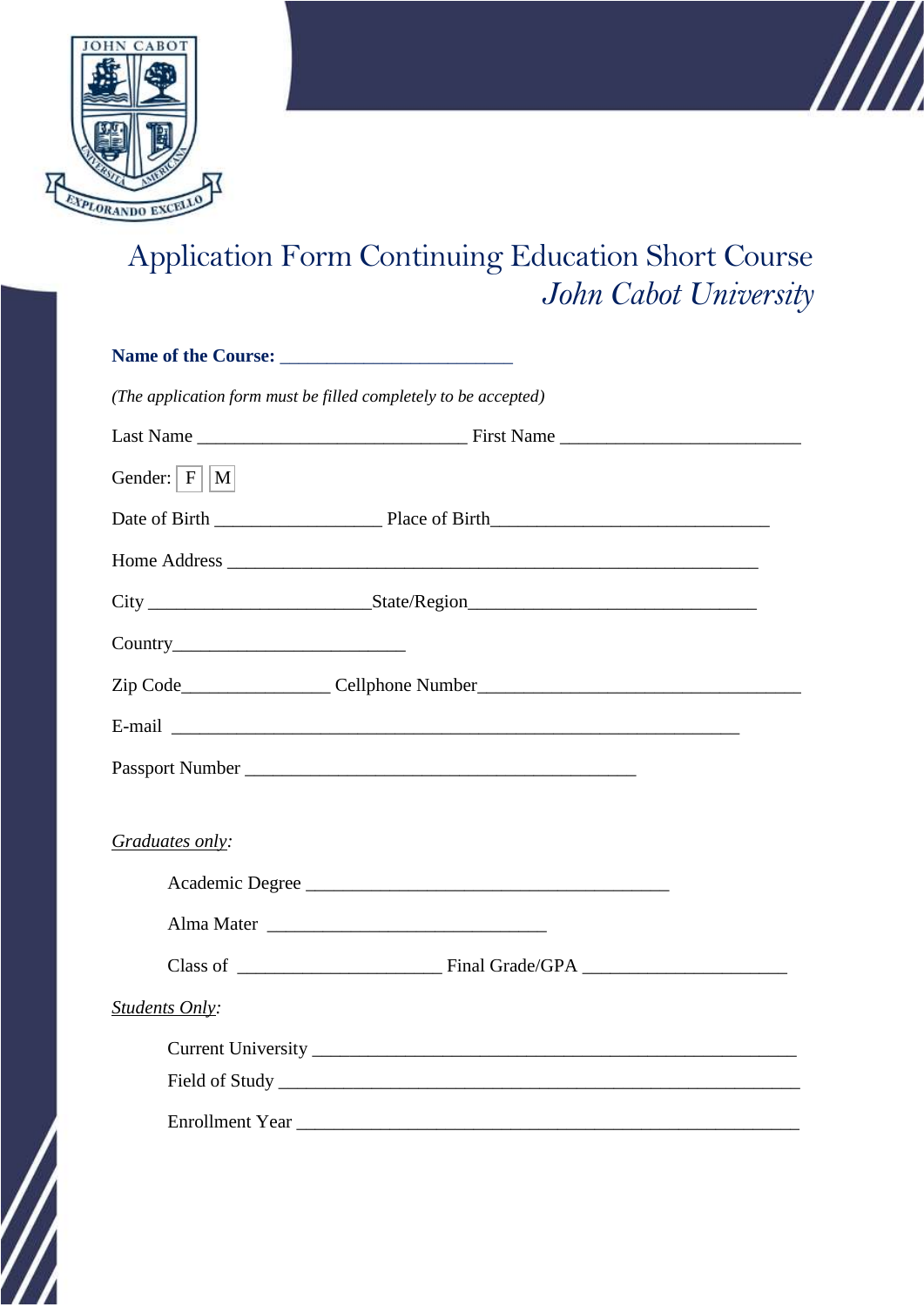# Application Form Continuing Education Short Course

## *John Cabot University*

**Name of the Course:** ________________________

*(The application form must be filled completely to be accepted)*

Last Name ____________________________ First Name _________________________

Gender: [F] [M]

Date of Birth _________________ Place of Birth_____________________________

Home Address _______________________________________________________

City _______________________State/Region______________________________

Country________________________

Zip Code_______________ Cellphone Number__________________________________

E-mail ___________________________________________________________

Passport Number _________________________________________

*<u>Graduates only</u>:*

Academic Degree ______________________________________

Alma Mater _____________________________

Class of _____________________ Final Grade/GPA _____________________

*<u>Students Only</u>:*

Current University ___________________________________________________

Field of Study ______________________________________________________

Enrollment Year ____________________________________________________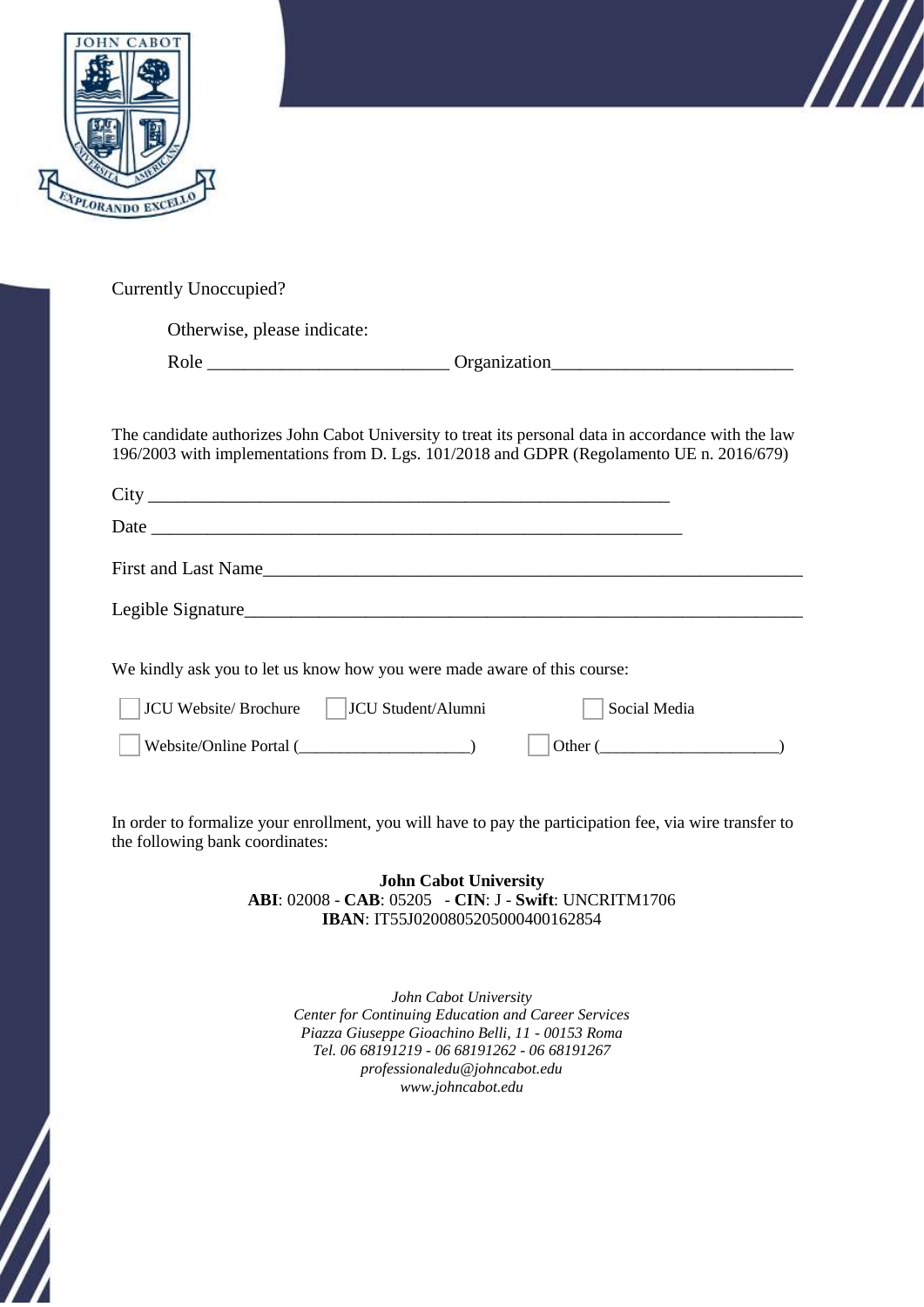Currently Unoccupied?

Otherwise, please indicate:

Role __________________________ Organization__________________________

The candidate authorizes John Cabot University to treat its personal data in accordance with the law 196/2003 with implementations from D. Lgs. 101/2018 and GDPR (Regolamento UE n. 2016/679)

City ________________________________________________________

Date ________________________________________________________

First and Last Name__________________________________________________________

Legible Signature____________________________________________________________

We kindly ask you to let us know how you were made aware of this course:

☐ JCU Website/ Brochure ☐ JCU Student/Alumni ☐ Social Media

☐ Website/Online Portal (____________________) ☐ Other (_____________________)

In order to formalize your enrollment, you will have to pay the participation fee, via wire transfer to the following bank coordinates:

**John Cabot University**
**ABI**: 02008 - **CAB**: 05205 - **CIN**: J - **Swift**: UNCRITM1706
**IBAN**: IT55J0200805205000400162854

*John Cabot University*
*Center for Continuing Education and Career Services*
*Piazza Giuseppe Gioachino Belli, 11 - 00153 Roma*
*Tel. 06 68191219 - 06 68191262 - 06 68191267*
*professionaledu@johncabot.edu*
*www.johncabot.edu*